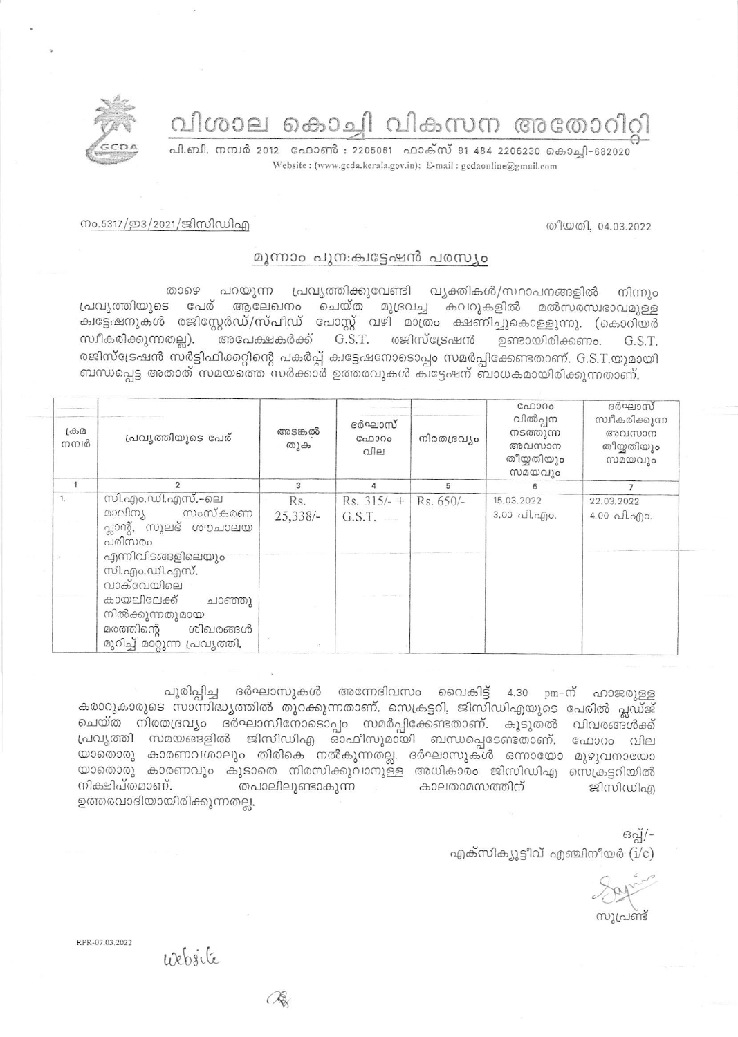# വിശാല കൊച്ചി വികസന അതോറിറ്റി

പി.ബി. നമ്പർ 2012 ഫോൺ : 2205061 ഫാക്സ് 91 484 2206230 കൊച്ചി-682020

Website : (www.gcda.kerala.gov.in); E-mail : gcdaonline@gmail.com

നം.5317/ഇ3/2021/ജിസിഡിഎ

തീയതി, 04.03.2022

## മൂന്നാം പുന:ക്വട്ടേഷൻ പരസ്യം

താഴെ പറയുന്ന പ്രവൃത്തിക്കുവേണ്ടി വ്യക്തികൾ/സ്ഥാപനങ്ങളിൽ നിന്നും പ്രവൃത്തിയുടെ പേര് ആലേഖനം ചെയ്ത മുദ്രവച്ച കവറുകളിൽ മൽസരസ്വഭാവമുള്ള ക്വട്ടേഷനുകൾ രജിസ്റ്റേർഡ്/സ്പീഡ് പോസ്റ്റ് വഴി മാത്രം ക്ഷണിച്ചുകൊള്ളുന്നു. (കൊറിയർ സ്വീകരിക്കുന്നതല്ല). അപേക്ഷകർക്ക് G.S.T. രജിസ്ട്രേഷൻ ഉണ്ടായിരിക്കണം. G.S.T. രജിസ്ട്രേഷൻ സർട്ടിഫിക്കറ്റിന്റെ പകർപ്പ് ക്വട്ടേഷനോടൊപ്പം സമർപ്പിക്കേണ്ടതാണ്. G.S.T.യുമായി ബന്ധപ്പെട്ട അതാത് സമയത്തെ സർക്കാർ ഉത്തരവുകൾ ക്വട്ടേഷന് ബാധകമായിരിക്കുന്നതാണ്.

| ക്രമ നമ്പർ | പ്രവൃത്തിയുടെ പേര് | അടങ്കൽ തുക | ദർഘാസ് ഫോറം വില | നിരതദ്രവ്യം | ഫോറം വിൽപ്പന നടത്തുന്ന അവസാന തീയ്യതിയും സമയവും | ദർഘാസ് സ്വീകരിക്കുന്ന അവസാന തീയ്യതിയും സമയവും |
|---|---|---|---|---|---|---|
| 1 | 2 | 3 | 4 | 5 | 6 | 7 |
| 1. | സി.എം.ഡി.എസ്.-ലെ മാലിന്യ സംസ്കരണ പ്ലാന്റ്, സുലഭ് ശൗചാലയ പരിസരം എന്നിവിടങ്ങളിലെയും സി.എം.ഡി.എസ്. വാക്‌വേയിലെ കായലിലേക്ക് ചാഞ്ഞു നിൽക്കുന്നതുമായ മരത്തിന്റെ ശിഖരങ്ങൾ മുറിച്ച് മാറ്റുന്ന പ്രവൃത്തി. | Rs. 25,338/- | Rs. 315/- + G.S.T. | Rs. 650/- | 15.03.2022 3.00 പി.എം. | 22.03.2022 4.00 പി.എം. |

പൂരിപ്പിച്ച ദർഘാസുകൾ അന്നേദിവസം വൈകിട്ട് 4.30 pm-ന് ഹാജരുള്ള കരാറുകാരുടെ സാന്നിദ്ധ്യത്തിൽ തുറക്കുന്നതാണ്. സെക്രട്ടറി, ജിസിഡിഎയുടെ പേരിൽ പ്ലഡ്ജ് ചെയ്ത നിരതദ്രവ്യം ദർഘാസിനോടൊപ്പം സമർപ്പിക്കേണ്ടതാണ്. കൂടുതൽ വിവരങ്ങൾക്ക് പ്രവൃത്തി സമയങ്ങളിൽ ജിസിഡിഎ ഓഫീസുമായി ബന്ധപ്പെടേണ്ടതാണ്. ഫോറം വില യാതൊരു കാരണവശാലും തിരികെ നൽകുന്നതല്ല. ദർഘാസുകൾ ഒന്നായോ മുഴുവനായോ യാതൊരു കാരണവും കൂടാതെ നിരസിക്കുവാനുള്ള അധികാരം ജിസിഡിഎ സെക്രട്ടറിയിൽ നിക്ഷിപ്തമാണ്. തപാലിലുണ്ടാകുന്ന കാലതാമസത്തിന് ജിസിഡിഎ ഉത്തരവാദിയായിരിക്കുന്നതല്ല.

ഒപ്പ്/-

എക്സിക്യൂട്ടീവ് എഞ്ചിനീയർ (i/c)

സൂപ്രണ്ട്

RPR-07.03.2022

Website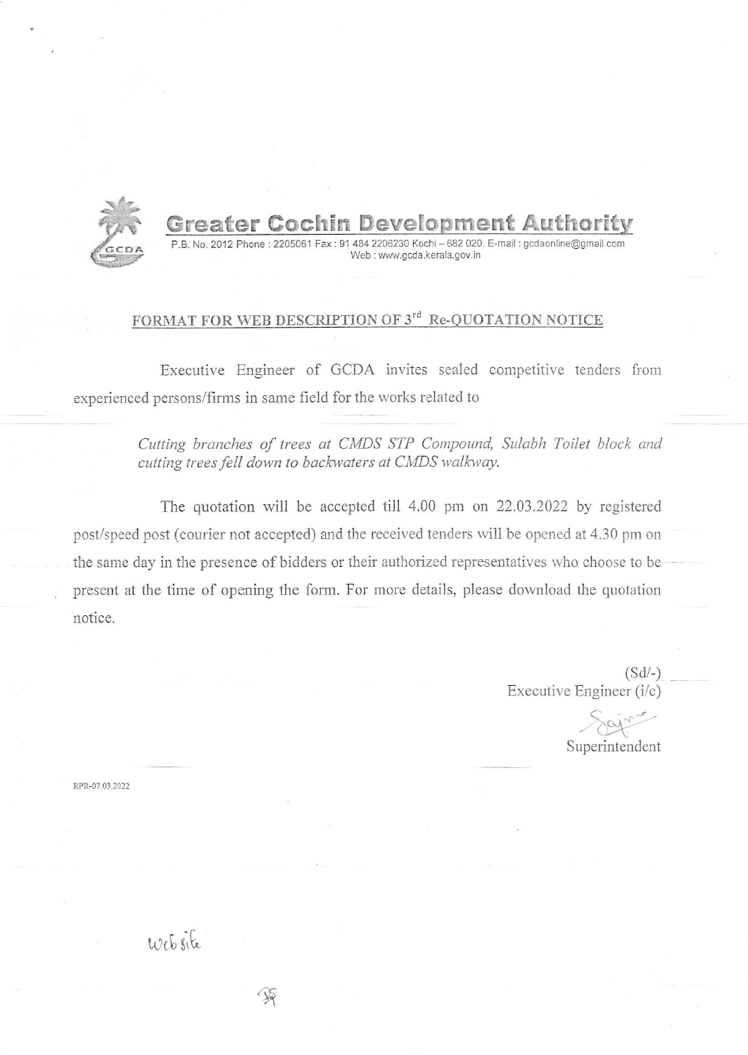# Greater Cochin Development Authority

P.B. No. 2012 Phone : 2205061 Fax : 91 484 2206230 Kochi – 682 020. E-mail : gcdaonline@gmail.com
Web : www.gcda.kerala.gov.in

## FORMAT FOR WEB DESCRIPTION OF 3rd Re-QUOTATION NOTICE

Executive Engineer of GCDA invites sealed competitive tenders from experienced persons/firms in same field for the works related to

*Cutting branches of trees at CMDS STP Compound, Sulabh Toilet block and cutting trees fell down to backwaters at CMDS walkway.*

The quotation will be accepted till 4.00 pm on 22.03.2022 by registered post/speed post (courier not accepted) and the received tenders will be opened at 4.30 pm on the same day in the presence of bidders or their authorized representatives who choose to be present at the time of opening the form. For more details, please download the quotation notice.

(Sd/-)
Executive Engineer (i/c)

Superintendent

RPR-07.03.2022

Website